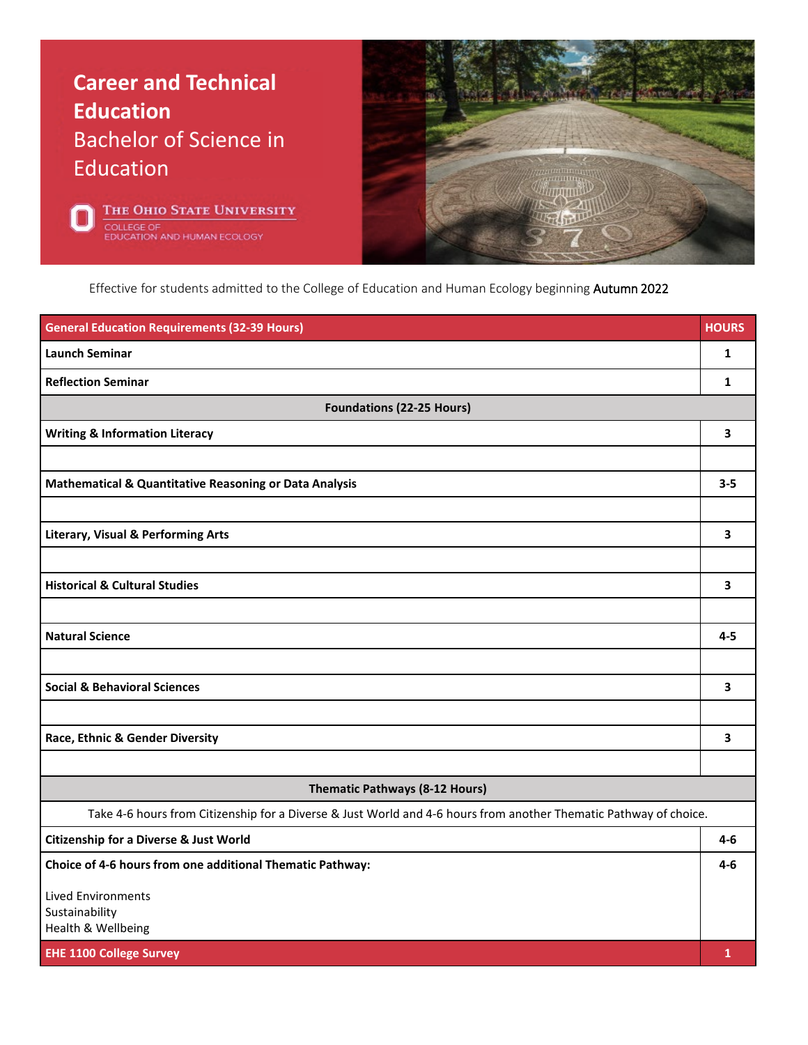# Career and Technical Education

## Bachelor of Science in Education

The Ohio State University
College of Education and Human Ecology

Effective for students admitted to the College of Education and Human Ecology beginning Autumn 2022

| General Education Requirements (32-39 Hours) | HOURS |
| --- | --- |
| **Launch Seminar** | **1** |
| **Reflection Seminar** | **1** |
| **Foundations (22-25 Hours)** | |
| **Writing & Information Literacy** | **3** |
| | |
| **Mathematical & Quantitative Reasoning or Data Analysis** | **3-5** |
| | |
| **Literary, Visual & Performing Arts** | **3** |
| | |
| **Historical & Cultural Studies** | **3** |
| | |
| **Natural Science** | **4-5** |
| | |
| **Social & Behavioral Sciences** | **3** |
| | |
| **Race, Ethnic & Gender Diversity** | **3** |
| | |
| **Thematic Pathways (8-12 Hours)** | |
| Take 4-6 hours from Citizenship for a Diverse & Just World and 4-6 hours from another Thematic Pathway of choice. | |
| **Citizenship for a Diverse & Just World** | **4-6** |
| **Choice of 4-6 hours from one additional Thematic Pathway:** Lived Environments, Sustainability, Health & Wellbeing | **4-6** |
| **EHE 1100 College Survey** | **1** |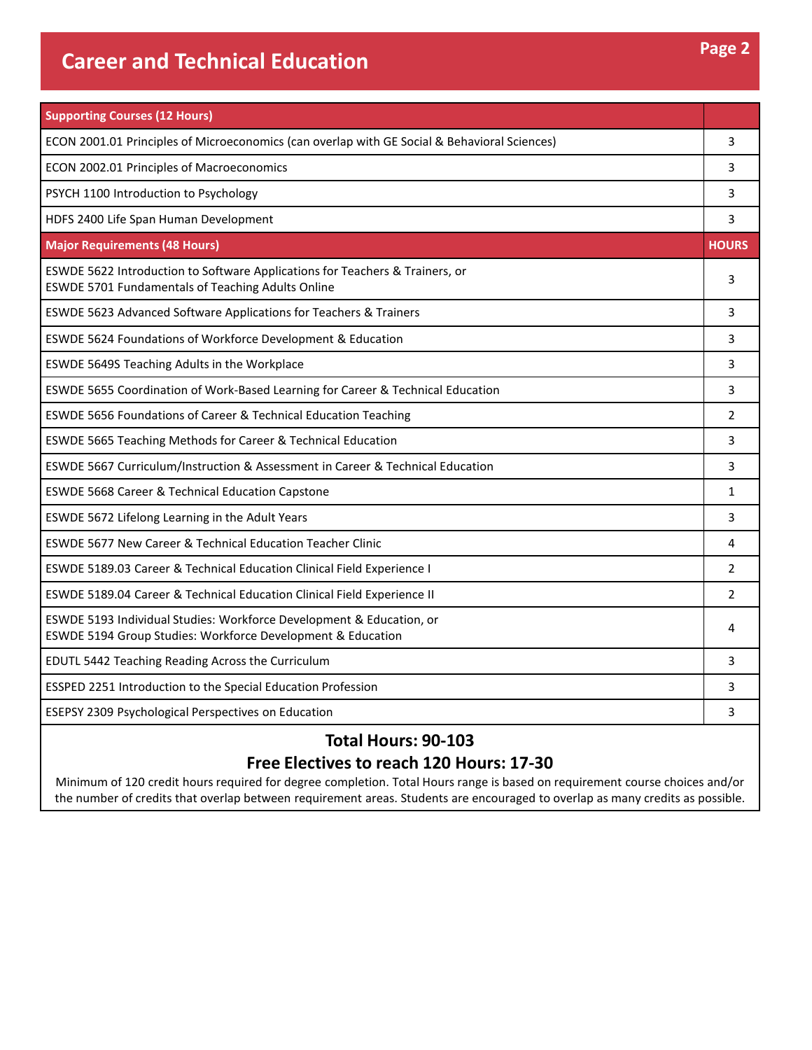# Career and Technical Education

| Supporting Courses (12 Hours) | |
|---|---|
| ECON 2001.01 Principles of Microeconomics (can overlap with GE Social & Behavioral Sciences) | 3 |
| ECON 2002.01 Principles of Macroeconomics | 3 |
| PSYCH 1100 Introduction to Psychology | 3 |
| HDFS 2400 Life Span Human Development | 3 |
| **Major Requirements (48 Hours)** | **HOURS** |
| ESWDE 5622 Introduction to Software Applications for Teachers & Trainers, or ESWDE 5701 Fundamentals of Teaching Adults Online | 3 |
| ESWDE 5623 Advanced Software Applications for Teachers & Trainers | 3 |
| ESWDE 5624 Foundations of Workforce Development & Education | 3 |
| ESWDE 5649S Teaching Adults in the Workplace | 3 |
| ESWDE 5655 Coordination of Work-Based Learning for Career & Technical Education | 3 |
| ESWDE 5656 Foundations of Career & Technical Education Teaching | 2 |
| ESWDE 5665 Teaching Methods for Career & Technical Education | 3 |
| ESWDE 5667 Curriculum/Instruction & Assessment in Career & Technical Education | 3 |
| ESWDE 5668 Career & Technical Education Capstone | 1 |
| ESWDE 5672 Lifelong Learning in the Adult Years | 3 |
| ESWDE 5677 New Career & Technical Education Teacher Clinic | 4 |
| ESWDE 5189.03 Career & Technical Education Clinical Field Experience I | 2 |
| ESWDE 5189.04 Career & Technical Education Clinical Field Experience II | 2 |
| ESWDE 5193 Individual Studies: Workforce Development & Education, or ESWDE 5194 Group Studies: Workforce Development & Education | 4 |
| EDUTL 5442 Teaching Reading Across the Curriculum | 3 |
| ESSPED 2251 Introduction to the Special Education Profession | 3 |
| ESEPSY 2309 Psychological Perspectives on Education | 3 |

**Total Hours: 90-103**

**Free Electives to reach 120 Hours: 17-30**

Minimum of 120 credit hours required for degree completion. Total Hours range is based on requirement course choices and/or the number of credits that overlap between requirement areas. Students are encouraged to overlap as many credits as possible.